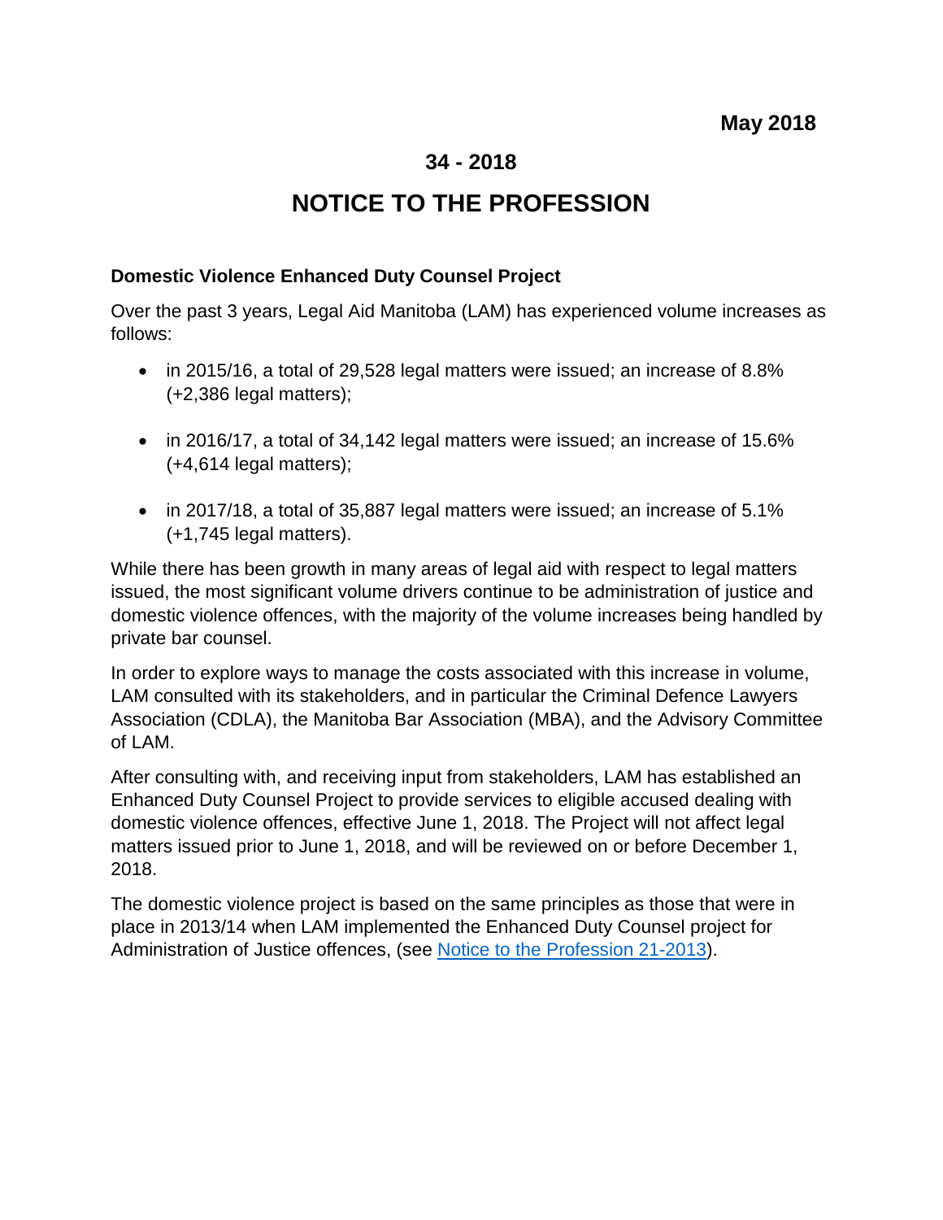May 2018

# 34 - 2018

# NOTICE TO THE PROFESSION

**Domestic Violence Enhanced Duty Counsel Project**

Over the past 3 years, Legal Aid Manitoba (LAM) has experienced volume increases as follows:

- in 2015/16, a total of 29,528 legal matters were issued; an increase of 8.8% (+2,386 legal matters);
- in 2016/17, a total of 34,142 legal matters were issued; an increase of 15.6% (+4,614 legal matters);
- in 2017/18, a total of 35,887 legal matters were issued; an increase of 5.1% (+1,745 legal matters).

While there has been growth in many areas of legal aid with respect to legal matters issued, the most significant volume drivers continue to be administration of justice and domestic violence offences, with the majority of the volume increases being handled by private bar counsel.

In order to explore ways to manage the costs associated with this increase in volume, LAM consulted with its stakeholders, and in particular the Criminal Defence Lawyers Association (CDLA), the Manitoba Bar Association (MBA), and the Advisory Committee of LAM.

After consulting with, and receiving input from stakeholders, LAM has established an Enhanced Duty Counsel Project to provide services to eligible accused dealing with domestic violence offences, effective June 1, 2018. The Project will not affect legal matters issued prior to June 1, 2018, and will be reviewed on or before December 1, 2018.

The domestic violence project is based on the same principles as those that were in place in 2013/14 when LAM implemented the Enhanced Duty Counsel project for Administration of Justice offences, (see Notice to the Profession 21-2013).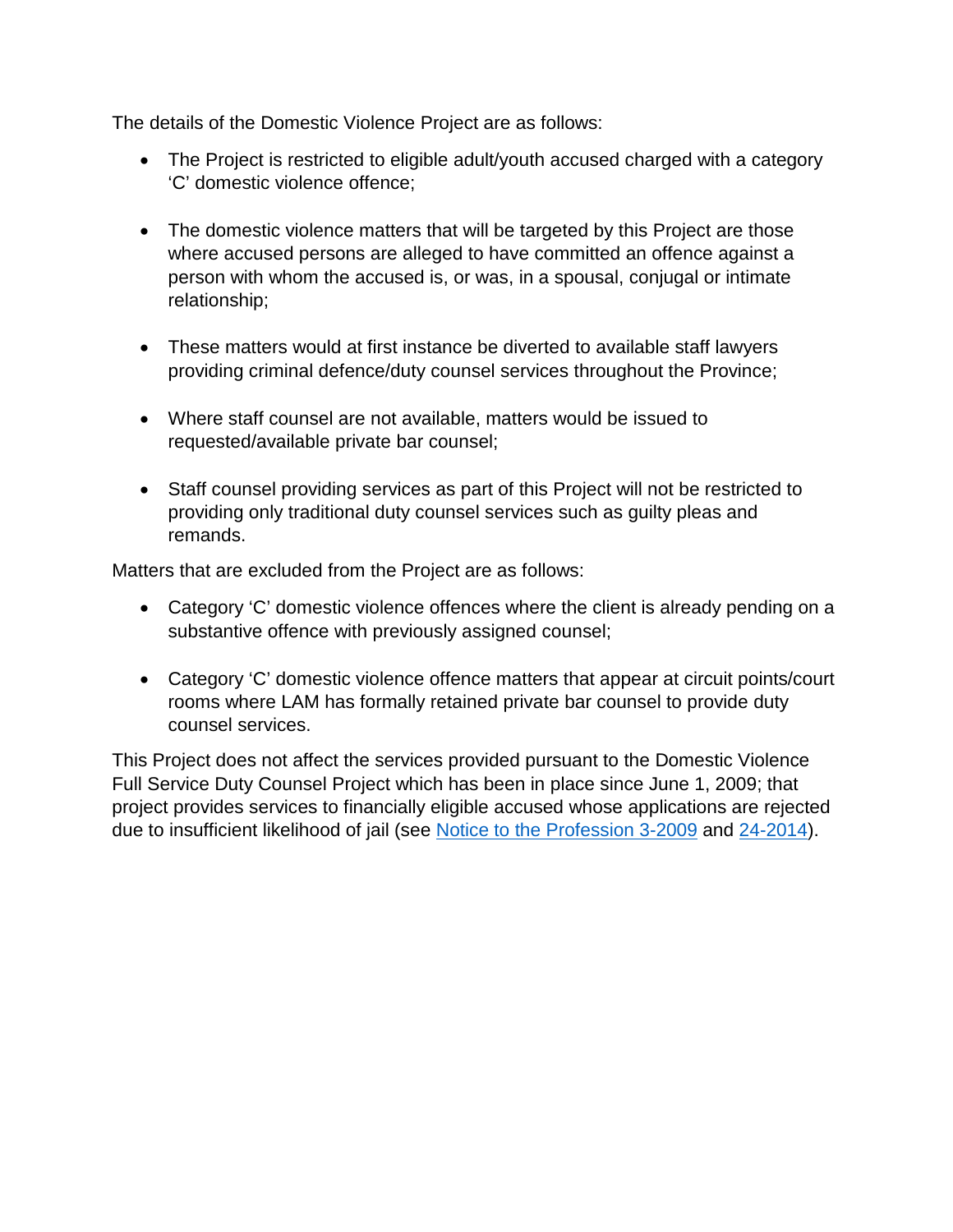The details of the Domestic Violence Project are as follows:

- The Project is restricted to eligible adult/youth accused charged with a category 'C' domestic violence offence;
- The domestic violence matters that will be targeted by this Project are those where accused persons are alleged to have committed an offence against a person with whom the accused is, or was, in a spousal, conjugal or intimate relationship;
- These matters would at first instance be diverted to available staff lawyers providing criminal defence/duty counsel services throughout the Province;
- Where staff counsel are not available, matters would be issued to requested/available private bar counsel;
- Staff counsel providing services as part of this Project will not be restricted to providing only traditional duty counsel services such as guilty pleas and remands.

Matters that are excluded from the Project are as follows:

- Category 'C' domestic violence offences where the client is already pending on a substantive offence with previously assigned counsel;
- Category 'C' domestic violence offence matters that appear at circuit points/court rooms where LAM has formally retained private bar counsel to provide duty counsel services.

This Project does not affect the services provided pursuant to the Domestic Violence Full Service Duty Counsel Project which has been in place since June 1, 2009; that project provides services to financially eligible accused whose applications are rejected due to insufficient likelihood of jail (see Notice to the Profession 3-2009 and 24-2014).